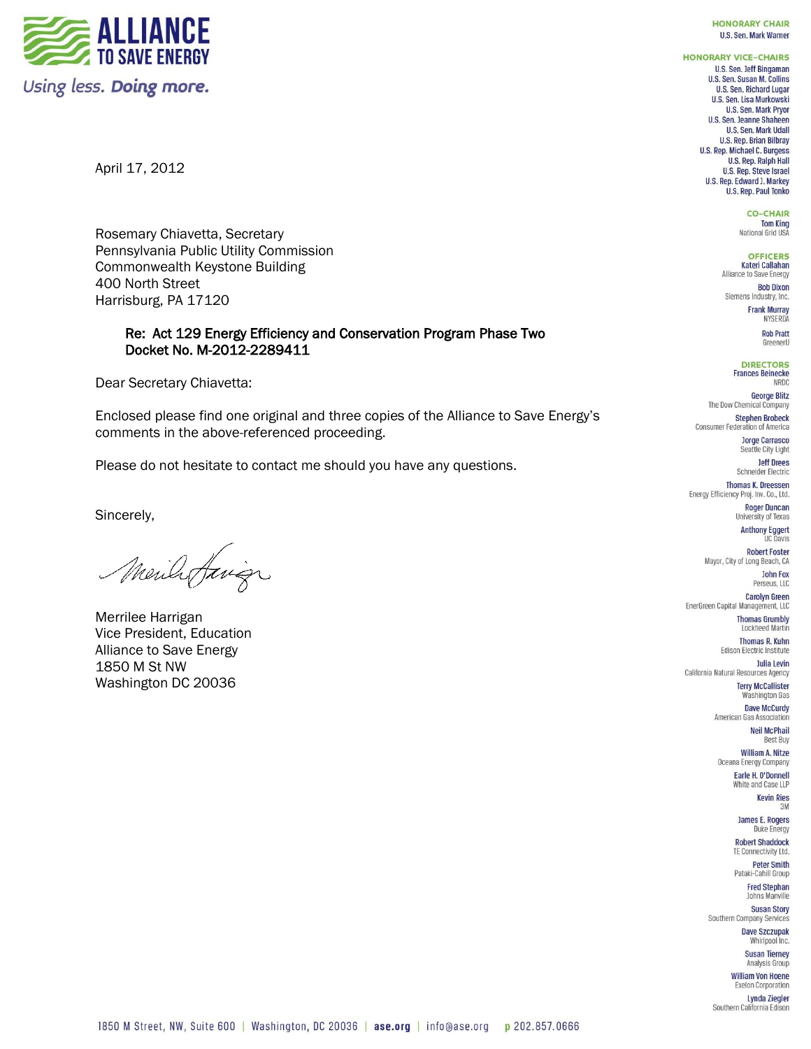**ALLIANCE TO SAVE ENERGY**

*Using less. Doing more.*

HONORARY CHAIR
U.S. Sen. Mark Warner

HONORARY VICE-CHAIRS
U.S. Sen. Jeff Bingaman
U.S. Sen. Susan M. Collins
U.S. Sen. Richard Lugar
U.S. Sen. Lisa Murkowski
U.S. Sen. Mark Pryor
U.S. Sen. Jeanne Shaheen
U.S. Sen. Mark Udall
U.S. Rep. Brian Bilbray
U.S. Rep. Michael C. Burgess
U.S. Rep. Ralph Hall
U.S. Rep. Steve Israel
U.S. Rep. Edward J. Markey
U.S. Rep. Paul Tonko

CO-CHAIR
Tom King, National Grid USA

OFFICERS
Kateri Callahan, Alliance to Save Energy
Bob Dixon, Siemens Industry, Inc.
Frank Murray, NYSERDA
Rob Pratt, GreenerU

DIRECTORS
Frances Beinecke, NRDC
George Blitz, The Dow Chemical Company
Stephen Brobeck, Consumer Federation of America
Jorge Carrasco, Seattle City Light
Jeff Drees, Schneider Electric
Thomas K. Dreessen, Energy Efficiency Proj. Inv. Co., Ltd.
Roger Duncan, University of Texas
Anthony Eggert, UC Davis
Robert Foster, Mayor, City of Long Beach, CA
John Fox, Perseus, LLC
Carolyn Green, EnerGreen Capital Management, LLC
Thomas Grumbly, Lockheed Martin
Thomas R. Kuhn, Edison Electric Institute
Julia Levin, California Natural Resources Agency
Terry McCallister, Washington Gas
Dave McCurdy, American Gas Association
Neil McPhail, Best Buy
William A. Nitze, Oceana Energy Company
Earle H. O'Donnell, White and Case LLP
Kevin Ries, 3M
James E. Rogers, Duke Energy
Robert Shaddock, TE Connectivity Ltd.
Peter Smith, Pataki-Cahill Group
Fred Stephan, Johns Manville
Susan Story, Southern Company Services
Dave Szczupak, Whirlpool Inc.
Susan Tierney, Analysis Group
William Von Hoene, Exelon Corporation
Lynda Ziegler, Southern California Edison

April 17, 2012

Rosemary Chiavetta, Secretary
Pennsylvania Public Utility Commission
Commonwealth Keystone Building
400 North Street
Harrisburg, PA 17120

**Re: Act 129 Energy Efficiency and Conservation Program Phase Two
Docket No. M-2012-2289411**

Dear Secretary Chiavetta:

Enclosed please find one original and three copies of the Alliance to Save Energy's comments in the above-referenced proceeding.

Please do not hesitate to contact me should you have any questions.

Sincerely,

Merrilee Harrigan
Vice President, Education
Alliance to Save Energy
1850 M St NW
Washington DC 20036

1850 M Street, NW, Suite 600 | Washington, DC 20036 | ase.org | info@ase.org p 202.857.0666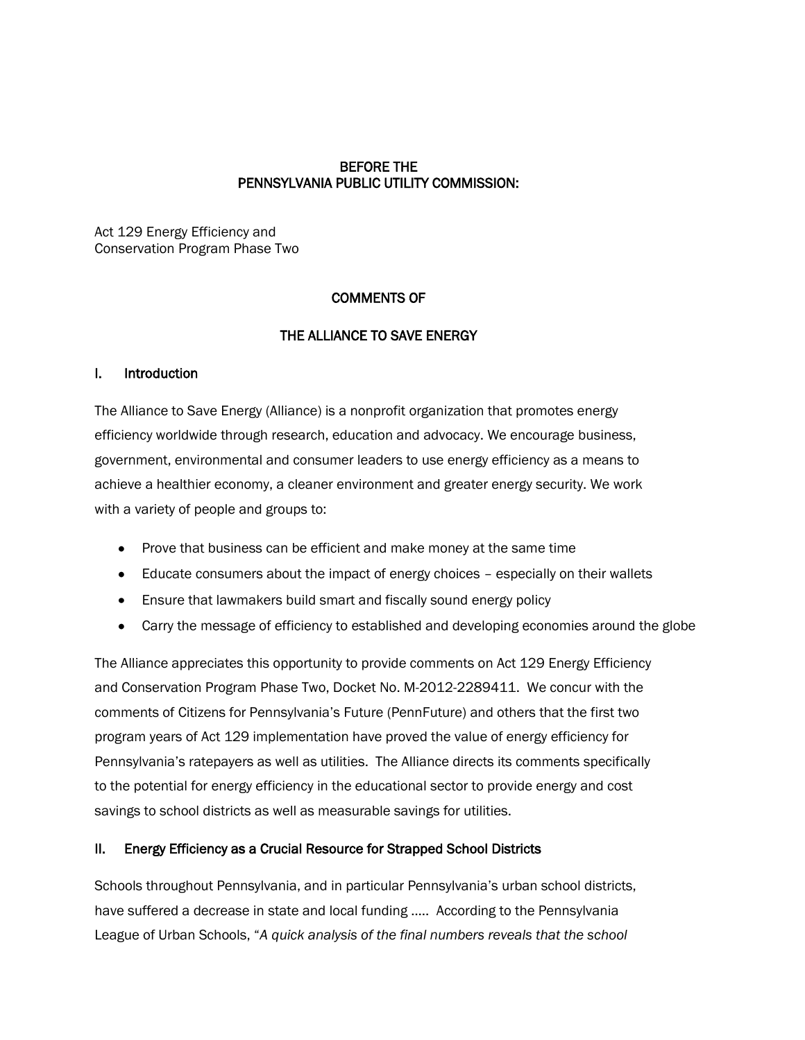**BEFORE THE**
**PENNSYLVANIA PUBLIC UTILITY COMMISSION:**

Act 129 Energy Efficiency and
Conservation Program Phase Two

**COMMENTS OF**

**THE ALLIANCE TO SAVE ENERGY**

## I. Introduction

The Alliance to Save Energy (Alliance) is a nonprofit organization that promotes energy efficiency worldwide through research, education and advocacy. We encourage business, government, environmental and consumer leaders to use energy efficiency as a means to achieve a healthier economy, a cleaner environment and greater energy security. We work with a variety of people and groups to:

- Prove that business can be efficient and make money at the same time
- Educate consumers about the impact of energy choices – especially on their wallets
- Ensure that lawmakers build smart and fiscally sound energy policy
- Carry the message of efficiency to established and developing economies around the globe

The Alliance appreciates this opportunity to provide comments on Act 129 Energy Efficiency and Conservation Program Phase Two, Docket No. M-2012-2289411. We concur with the comments of Citizens for Pennsylvania's Future (PennFuture) and others that the first two program years of Act 129 implementation have proved the value of energy efficiency for Pennsylvania's ratepayers as well as utilities. The Alliance directs its comments specifically to the potential for energy efficiency in the educational sector to provide energy and cost savings to school districts as well as measurable savings for utilities.

## II. Energy Efficiency as a Crucial Resource for Strapped School Districts

Schools throughout Pennsylvania, and in particular Pennsylvania's urban school districts, have suffered a decrease in state and local funding ..... According to the Pennsylvania League of Urban Schools, "*A quick analysis of the final numbers reveals that the school*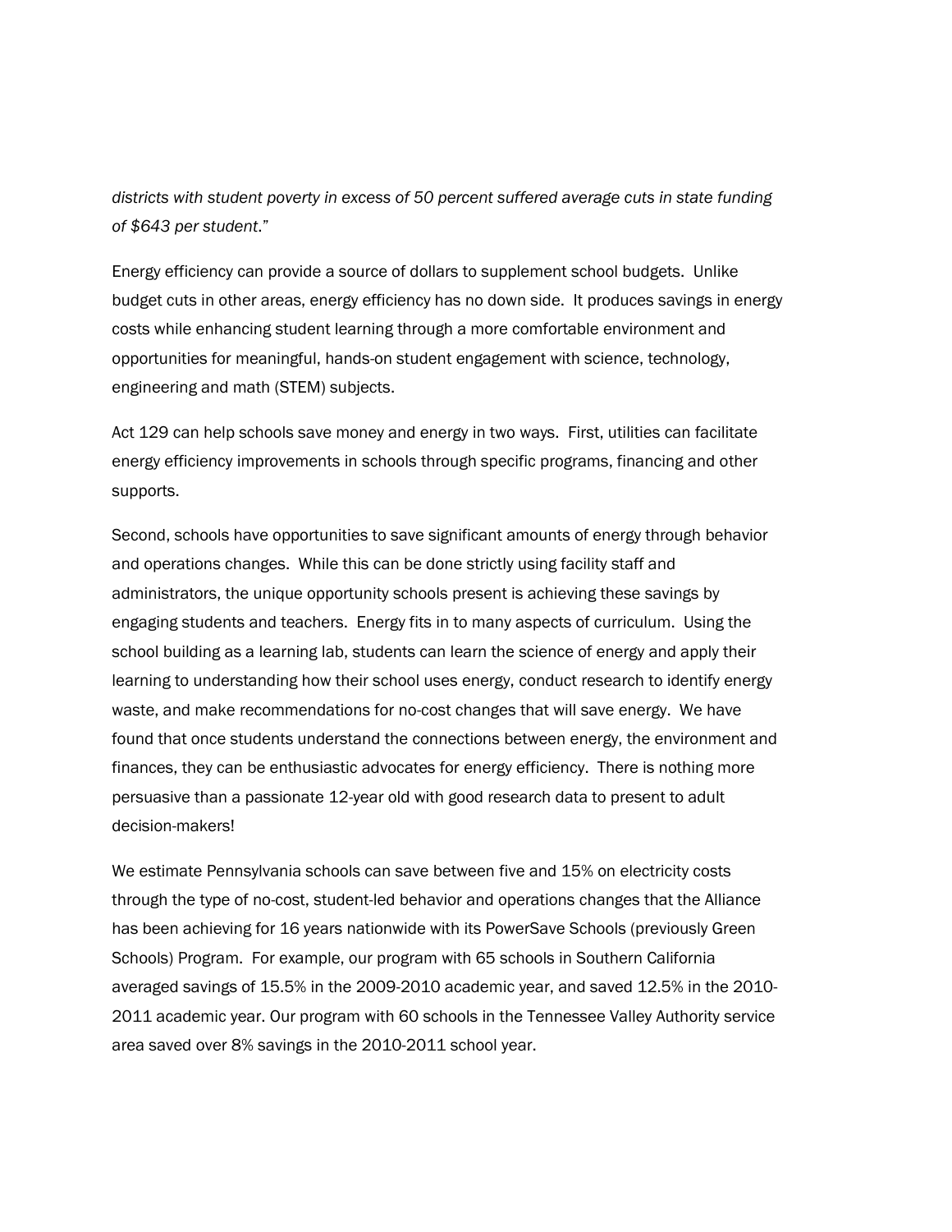*districts with student poverty in excess of 50 percent suffered average cuts in state funding of $643 per student*."

Energy efficiency can provide a source of dollars to supplement school budgets. Unlike budget cuts in other areas, energy efficiency has no down side. It produces savings in energy costs while enhancing student learning through a more comfortable environment and opportunities for meaningful, hands-on student engagement with science, technology, engineering and math (STEM) subjects.

Act 129 can help schools save money and energy in two ways. First, utilities can facilitate energy efficiency improvements in schools through specific programs, financing and other supports.

Second, schools have opportunities to save significant amounts of energy through behavior and operations changes. While this can be done strictly using facility staff and administrators, the unique opportunity schools present is achieving these savings by engaging students and teachers. Energy fits in to many aspects of curriculum. Using the school building as a learning lab, students can learn the science of energy and apply their learning to understanding how their school uses energy, conduct research to identify energy waste, and make recommendations for no-cost changes that will save energy. We have found that once students understand the connections between energy, the environment and finances, they can be enthusiastic advocates for energy efficiency. There is nothing more persuasive than a passionate 12-year old with good research data to present to adult decision-makers!

We estimate Pennsylvania schools can save between five and 15% on electricity costs through the type of no-cost, student-led behavior and operations changes that the Alliance has been achieving for 16 years nationwide with its PowerSave Schools (previously Green Schools) Program. For example, our program with 65 schools in Southern California averaged savings of 15.5% in the 2009-2010 academic year, and saved 12.5% in the 2010-2011 academic year. Our program with 60 schools in the Tennessee Valley Authority service area saved over 8% savings in the 2010-2011 school year.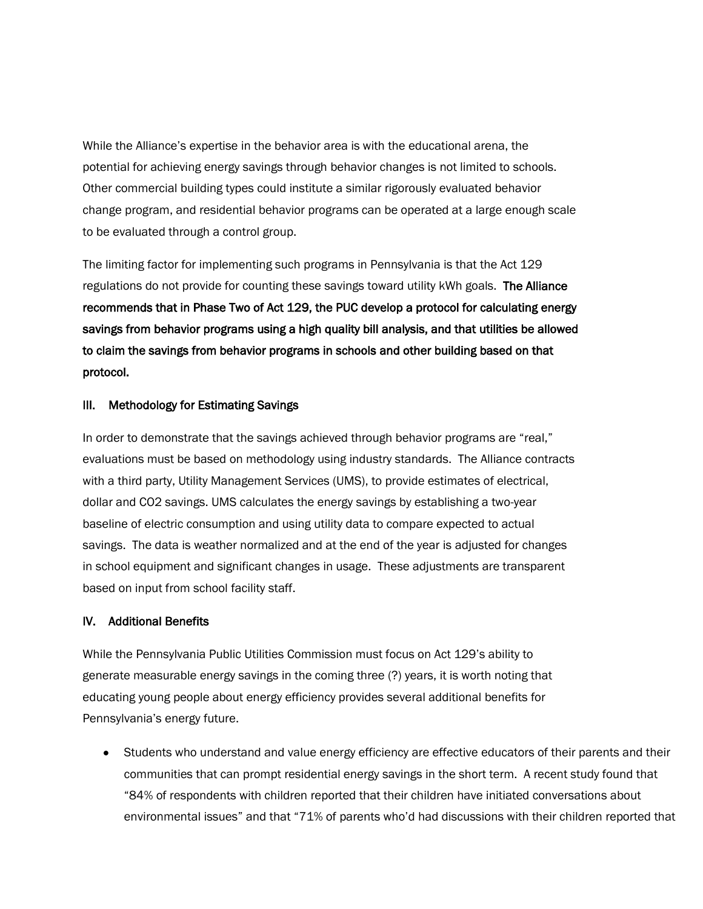While the Alliance's expertise in the behavior area is with the educational arena, the potential for achieving energy savings through behavior changes is not limited to schools. Other commercial building types could institute a similar rigorously evaluated behavior change program, and residential behavior programs can be operated at a large enough scale to be evaluated through a control group.

The limiting factor for implementing such programs in Pennsylvania is that the Act 129 regulations do not provide for counting these savings toward utility kWh goals. **The Alliance recommends that in Phase Two of Act 129, the PUC develop a protocol for calculating energy savings from behavior programs using a high quality bill analysis, and that utilities be allowed to claim the savings from behavior programs in schools and other building based on that protocol.**

## III. Methodology for Estimating Savings

In order to demonstrate that the savings achieved through behavior programs are "real," evaluations must be based on methodology using industry standards. The Alliance contracts with a third party, Utility Management Services (UMS), to provide estimates of electrical, dollar and CO2 savings. UMS calculates the energy savings by establishing a two-year baseline of electric consumption and using utility data to compare expected to actual savings. The data is weather normalized and at the end of the year is adjusted for changes in school equipment and significant changes in usage. These adjustments are transparent based on input from school facility staff.

## IV. Additional Benefits

While the Pennsylvania Public Utilities Commission must focus on Act 129's ability to generate measurable energy savings in the coming three (?) years, it is worth noting that educating young people about energy efficiency provides several additional benefits for Pennsylvania's energy future.

- Students who understand and value energy efficiency are effective educators of their parents and their communities that can prompt residential energy savings in the short term. A recent study found that "84% of respondents with children reported that their children have initiated conversations about environmental issues" and that "71% of parents who'd had discussions with their children reported that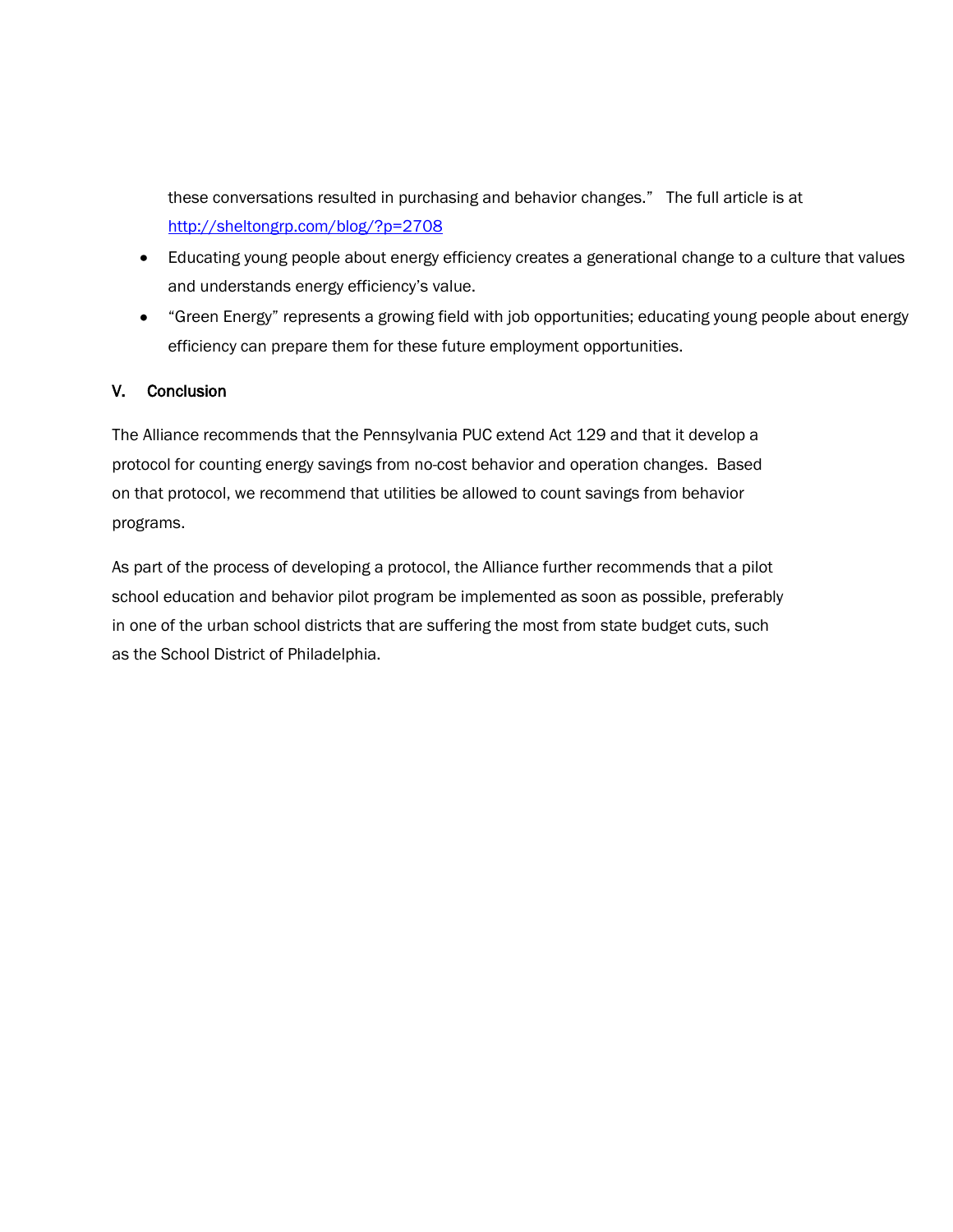these conversations resulted in purchasing and behavior changes." The full article is at http://sheltongrp.com/blog/?p=2708

- Educating young people about energy efficiency creates a generational change to a culture that values and understands energy efficiency's value.
- "Green Energy" represents a growing field with job opportunities; educating young people about energy efficiency can prepare them for these future employment opportunities.

## V. Conclusion

The Alliance recommends that the Pennsylvania PUC extend Act 129 and that it develop a protocol for counting energy savings from no-cost behavior and operation changes. Based on that protocol, we recommend that utilities be allowed to count savings from behavior programs.

As part of the process of developing a protocol, the Alliance further recommends that a pilot school education and behavior pilot program be implemented as soon as possible, preferably in one of the urban school districts that are suffering the most from state budget cuts, such as the School District of Philadelphia.